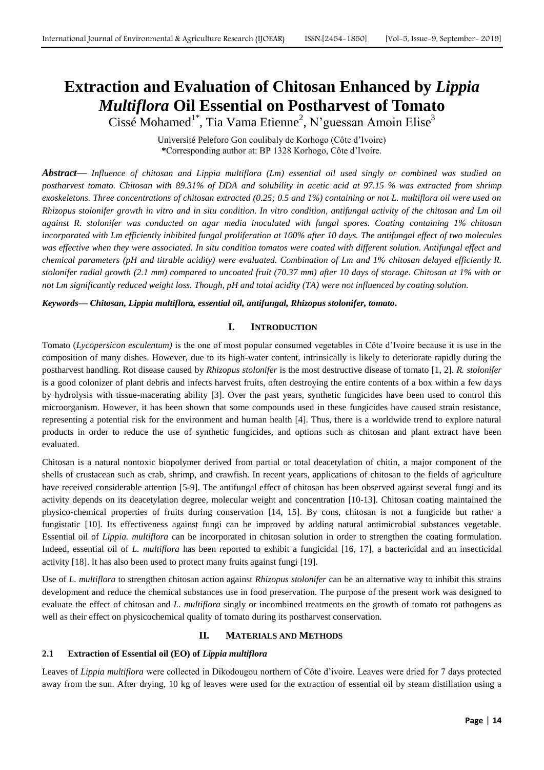# Extraction and Evaluation of Chitosan Enhanced by *Lippia Multiflora* Oil Essential on Postharvest of Tomato

Cissé Mohamed[1*], Tia Vama Etienne[2], N'guessan Amoin Elise[3]

Université Peleforo Gon coulibaly de Korhogo (Côte d'Ivoire)
***Corresponding author at: BP 1328 Korhogo, Côte d'Ivoire.

***Abstract***— *Influence of chitosan and Lippia multiflora (Lm) essential oil used singly or combined was studied on postharvest tomato. Chitosan with 89.31% of DDA and solubility in acetic acid at 97.15 % was extracted from shrimp exoskeletons. Three concentrations of chitosan extracted (0.25; 0.5 and 1%) containing or not L. multiflora oil were used on Rhizopus stolonifer growth in vitro and in situ condition. In vitro condition, antifungal activity of the chitosan and Lm oil against R. stolonifer was conducted on agar media inoculated with fungal spores. Coating containing 1% chitosan incorporated with Lm efficiently inhibited fungal proliferation at 100% after 10 days. The antifungal effect of two molecules was effective when they were associated. In situ condition tomatos were coated with different solution. Antifungal effect and chemical parameters (pH and titrable acidity) were evaluated. Combination of Lm and 1% chitosan delayed efficiently R. stolonifer radial growth (2.1 mm) compared to uncoated fruit (70.37 mm) after 10 days of storage. Chitosan at 1% with or not Lm significantly reduced weight loss. Though, pH and total acidity (TA) were not influenced by coating solution.*

***Keywords— Chitosan, Lippia multiflora, essential oil, antifungal, Rhizopus stolonifer, tomato.***

## I. INTRODUCTION

Tomato (*Lycopersicon esculentum)* is the one of most popular consumed vegetables in Côte d'Ivoire because it is use in the composition of many dishes. However, due to its high-water content, intrinsically is likely to deteriorate rapidly during the postharvest handling. Rot disease caused by *Rhizopus stolonifer* is the most destructive disease of tomato [1, 2]. *R. stolonifer* is a good colonizer of plant debris and infects harvest fruits, often destroying the entire contents of a box within a few days by hydrolysis with tissue-macerating ability [3]. Over the past years, synthetic fungicides have been used to control this microorganism. However, it has been shown that some compounds used in these fungicides have caused strain resistance, representing a potential risk for the environment and human health [4]. Thus, there is a worldwide trend to explore natural products in order to reduce the use of synthetic fungicides, and options such as chitosan and plant extract have been evaluated.

Chitosan is a natural nontoxic biopolymer derived from partial or total deacetylation of chitin, a major component of the shells of crustacean such as crab, shrimp, and crawfish. In recent years, applications of chitosan to the fields of agriculture have received considerable attention [5-9]. The antifungal effect of chitosan has been observed against several fungi and its activity depends on its deacetylation degree, molecular weight and concentration [10-13]. Chitosan coating maintained the physico-chemical properties of fruits during conservation [14, 15]. By cons, chitosan is not a fungicide but rather a fungistatic [10]. Its effectiveness against fungi can be improved by adding natural antimicrobial substances vegetable. Essential oil of *Lippia. multiflora* can be incorporated in chitosan solution in order to strengthen the coating formulation. Indeed, essential oil of *L. multiflora* has been reported to exhibit a fungicidal [16, 17], a bactericidal and an insecticidal activity [18]. It has also been used to protect many fruits against fungi [19].

Use of *L. multiflora* to strengthen chitosan action against *Rhizopus stolonifer* can be an alternative way to inhibit this strains development and reduce the chemical substances use in food preservation. The purpose of the present work was designed to evaluate the effect of chitosan and *L. multiflora* singly or incombined treatments on the growth of tomato rot pathogens as well as their effect on physicochemical quality of tomato during its postharvest conservation.

## II. MATERIALS AND METHODS

### 2.1 Extraction of Essential oil (EO) of *Lippia multiflora*

Leaves of *Lippia multiflora* were collected in Dikodougou northern of Côte d'ivoire. Leaves were dried for 7 days protected away from the sun. After drying, 10 kg of leaves were used for the extraction of essential oil by steam distillation using a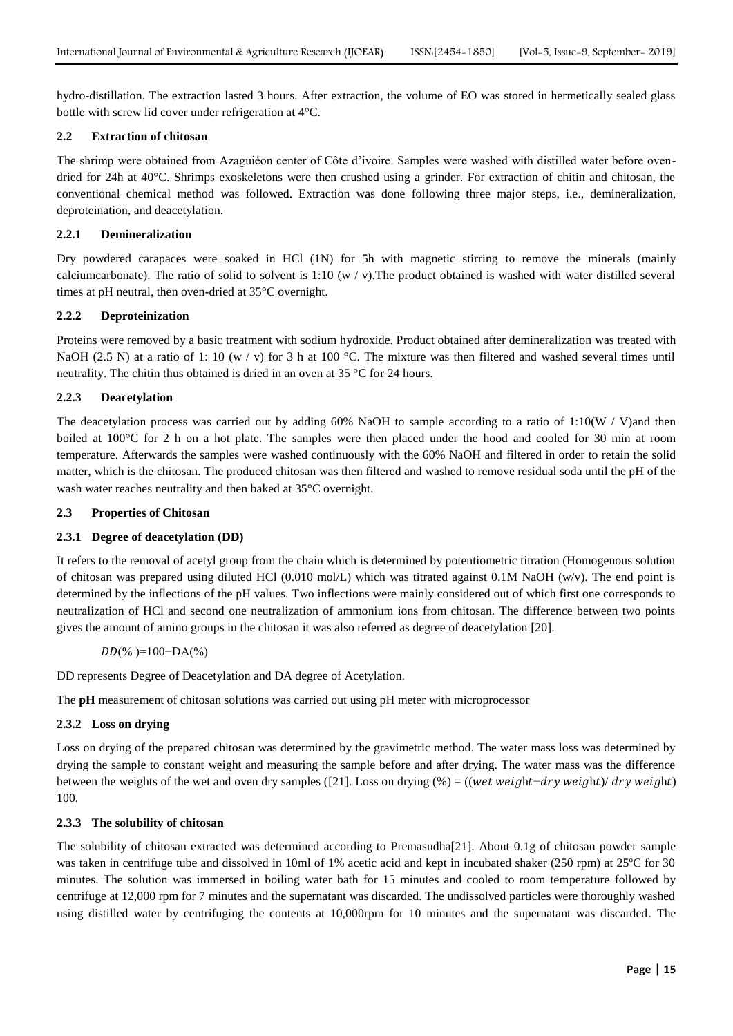hydro-distillation. The extraction lasted 3 hours. After extraction, the volume of EO was stored in hermetically sealed glass bottle with screw lid cover under refrigeration at 4°C.

### 2.2 Extraction of chitosan

The shrimp were obtained from Azaguiéon center of Côte d'ivoire. Samples were washed with distilled water before oven-dried for 24h at 40°C. Shrimps exoskeletons were then crushed using a grinder. For extraction of chitin and chitosan, the conventional chemical method was followed. Extraction was done following three major steps, i.e., demineralization, deproteination, and deacetylation.

#### 2.2.1 Demineralization

Dry powdered carapaces were soaked in HCl (1N) for 5h with magnetic stirring to remove the minerals (mainly calciumcarbonate). The ratio of solid to solvent is 1:10 (w / v).The product obtained is washed with water distilled several times at pH neutral, then oven-dried at 35°C overnight.

#### 2.2.2 Deproteinization

Proteins were removed by a basic treatment with sodium hydroxide. Product obtained after demineralization was treated with NaOH (2.5 N) at a ratio of 1: 10 (w / v) for 3 h at 100 °C. The mixture was then filtered and washed several times until neutrality. The chitin thus obtained is dried in an oven at 35 °C for 24 hours.

#### 2.2.3 Deacetylation

The deacetylation process was carried out by adding 60% NaOH to sample according to a ratio of 1:10(W / V)and then boiled at 100°C for 2 h on a hot plate. The samples were then placed under the hood and cooled for 30 min at room temperature. Afterwards the samples were washed continuously with the 60% NaOH and filtered in order to retain the solid matter, which is the chitosan. The produced chitosan was then filtered and washed to remove residual soda until the pH of the wash water reaches neutrality and then baked at 35°C overnight.

### 2.3 Properties of Chitosan

#### 2.3.1 Degree of deacetylation (DD)

It refers to the removal of acetyl group from the chain which is determined by potentiometric titration (Homogenous solution of chitosan was prepared using diluted HCl (0.010 mol/L) which was titrated against 0.1M NaOH (w/v). The end point is determined by the inflections of the pH values. Two inflections were mainly considered out of which first one corresponds to neutralization of HCl and second one neutralization of ammonium ions from chitosan. The difference between two points gives the amount of amino groups in the chitosan it was also referred as degree of deacetylation [20].

$DD(\%) = 100 - DA(\%)$

DD represents Degree of Deacetylation and DA degree of Acetylation.

The **pH** measurement of chitosan solutions was carried out using pH meter with microprocessor

#### 2.3.2 Loss on drying

Loss on drying of the prepared chitosan was determined by the gravimetric method. The water mass loss was determined by drying the sample to constant weight and measuring the sample before and after drying. The water mass was the difference between the weights of the wet and oven dry samples ([21]. Loss on drying (%) = $((wet\ weight - dry\ weight)/\ dry\ weight)$ 100.

#### 2.3.3 The solubility of chitosan

The solubility of chitosan extracted was determined according to Premasudha[21]. About 0.1g of chitosan powder sample was taken in centrifuge tube and dissolved in 10ml of 1% acetic acid and kept in incubated shaker (250 rpm) at 25ºC for 30 minutes. The solution was immersed in boiling water bath for 15 minutes and cooled to room temperature followed by centrifuge at 12,000 rpm for 7 minutes and the supernatant was discarded. The undissolved particles were thoroughly washed using distilled water by centrifuging the contents at 10,000rpm for 10 minutes and the supernatant was discarded. The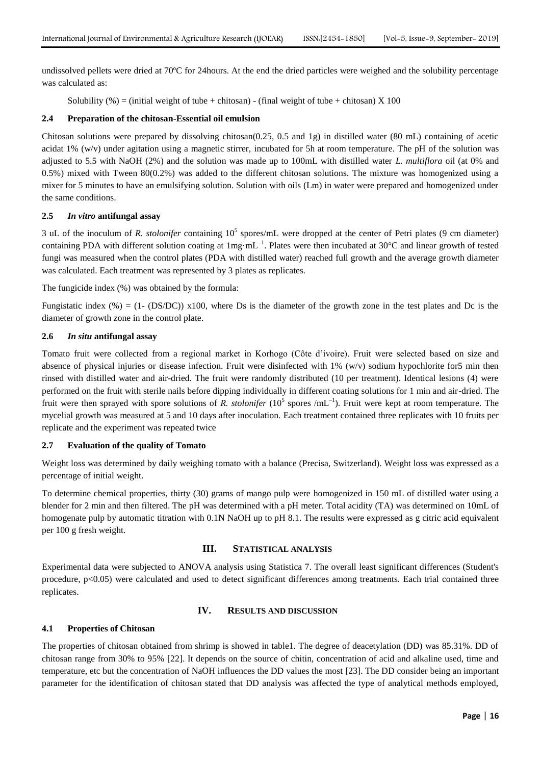undissolved pellets were dried at 70ºC for 24hours. At the end the dried particles were weighed and the solubility percentage was calculated as:

Solubility (%) = (initial weight of tube + chitosan) - (final weight of tube + chitosan) X 100

### 2.4 Preparation of the chitosan-Essential oil emulsion

Chitosan solutions were prepared by dissolving chitosan(0.25, 0.5 and 1g) in distilled water (80 mL) containing of acetic acidat 1% (w/v) under agitation using a magnetic stirrer, incubated for 5h at room temperature. The pH of the solution was adjusted to 5.5 with NaOH (2%) and the solution was made up to 100mL with distilled water *L. multiflora* oil (at 0% and 0.5%) mixed with Tween 80(0.2%) was added to the different chitosan solutions. The mixture was homogenized using a mixer for 5 minutes to have an emulsifying solution. Solution with oils (Lm) in water were prepared and homogenized under the same conditions.

### 2.5 *In vitro* antifungal assay

3 uL of the inoculum of *R. stolonifer* containing $10^5$ spores/mL were dropped at the center of Petri plates (9 cm diameter) containing PDA with different solution coating at $1mg \cdot mL^{-1}$. Plates were then incubated at 30°C and linear growth of tested fungi was measured when the control plates (PDA with distilled water) reached full growth and the average growth diameter was calculated. Each treatment was represented by 3 plates as replicates.

The fungicide index (%) was obtained by the formula:

Fungistatic index (%) = (1- (DS/DC)) x100, where Ds is the diameter of the growth zone in the test plates and Dc is the diameter of growth zone in the control plate.

### 2.6 *In situ* antifungal assay

Tomato fruit were collected from a regional market in Korhogo (Côte d'ivoire). Fruit were selected based on size and absence of physical injuries or disease infection. Fruit were disinfected with 1% (w/v) sodium hypochlorite for5 min then rinsed with distilled water and air-dried. The fruit were randomly distributed (10 per treatment). Identical lesions (4) were performed on the fruit with sterile nails before dipping individually in different coating solutions for 1 min and air-dried. The fruit were then sprayed with spore solutions of *R. stolonifer* ($10^5$ spores /$mL^{-1}$). Fruit were kept at room temperature. The mycelial growth was measured at 5 and 10 days after inoculation. Each treatment contained three replicates with 10 fruits per replicate and the experiment was repeated twice

### 2.7 Evaluation of the quality of Tomato

Weight loss was determined by daily weighing tomato with a balance (Precisa, Switzerland). Weight loss was expressed as a percentage of initial weight.

To determine chemical properties, thirty (30) grams of mango pulp were homogenized in 150 mL of distilled water using a blender for 2 min and then filtered. The pH was determined with a pH meter. Total acidity (TA) was determined on 10mL of homogenate pulp by automatic titration with 0.1N NaOH up to pH 8.1. The results were expressed as g citric acid equivalent per 100 g fresh weight.

## III. STATISTICAL ANALYSIS

Experimental data were subjected to ANOVA analysis using Statistica 7. The overall least significant differences (Student's procedure, $p<0.05$) were calculated and used to detect significant differences among treatments. Each trial contained three replicates.

## IV. RESULTS AND DISCUSSION

### 4.1 Properties of Chitosan

The properties of chitosan obtained from shrimp is showed in table1. The degree of deacetylation (DD) was 85.31%. DD of chitosan range from 30% to 95% [22]. It depends on the source of chitin, concentration of acid and alkaline used, time and temperature, etc but the concentration of NaOH influences the DD values the most [23]. The DD consider being an important parameter for the identification of chitosan stated that DD analysis was affected the type of analytical methods employed,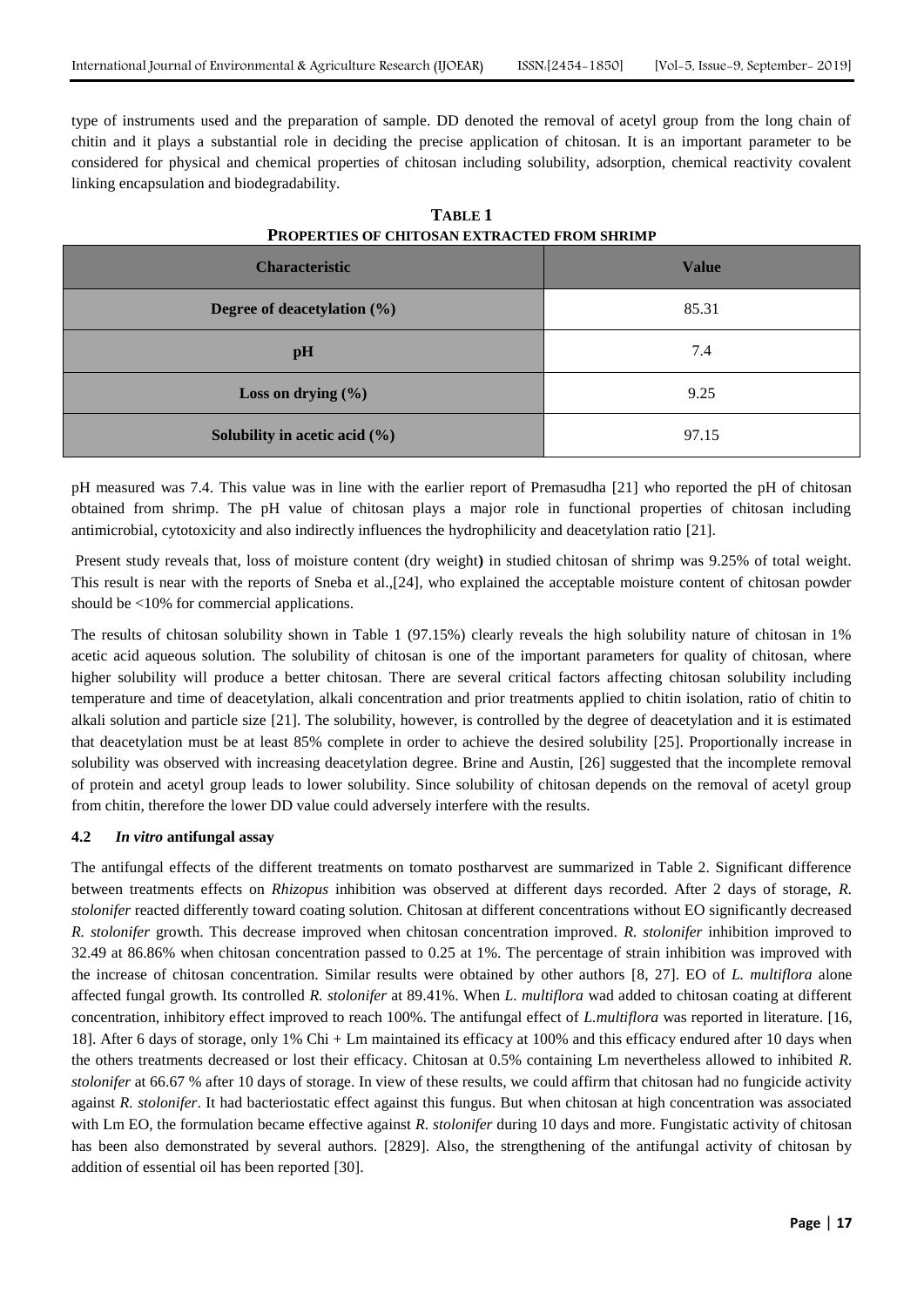type of instruments used and the preparation of sample. DD denoted the removal of acetyl group from the long chain of chitin and it plays a substantial role in deciding the precise application of chitosan. It is an important parameter to be considered for physical and chemical properties of chitosan including solubility, adsorption, chemical reactivity covalent linking encapsulation and biodegradability.

**TABLE 1**
**PROPERTIES OF CHITOSAN EXTRACTED FROM SHRIMP**

| Characteristic | Value |
|---|---|
| **Degree of deacetylation (%)** | 85.31 |
| **pH** | 7.4 |
| **Loss on drying (%)** | 9.25 |
| **Solubility in acetic acid (%)** | 97.15 |

pH measured was 7.4. This value was in line with the earlier report of Premasudha [21] who reported the pH of chitosan obtained from shrimp. The pH value of chitosan plays a major role in functional properties of chitosan including antimicrobial, cytotoxicity and also indirectly influences the hydrophilicity and deacetylation ratio [21].

Present study reveals that, loss of moisture content (dry weight**)** in studied chitosan of shrimp was 9.25% of total weight. This result is near with the reports of Sneba et al.,[24], who explained the acceptable moisture content of chitosan powder should be <10% for commercial applications.

The results of chitosan solubility shown in Table 1 (97.15%) clearly reveals the high solubility nature of chitosan in 1% acetic acid aqueous solution. The solubility of chitosan is one of the important parameters for quality of chitosan, where higher solubility will produce a better chitosan. There are several critical factors affecting chitosan solubility including temperature and time of deacetylation, alkali concentration and prior treatments applied to chitin isolation, ratio of chitin to alkali solution and particle size [21]. The solubility, however, is controlled by the degree of deacetylation and it is estimated that deacetylation must be at least 85% complete in order to achieve the desired solubility [25]. Proportionally increase in solubility was observed with increasing deacetylation degree. Brine and Austin, [26] suggested that the incomplete removal of protein and acetyl group leads to lower solubility. Since solubility of chitosan depends on the removal of acetyl group from chitin, therefore the lower DD value could adversely interfere with the results.

### 4.2 *In vitro* antifungal assay

The antifungal effects of the different treatments on tomato postharvest are summarized in Table 2. Significant difference between treatments effects on *Rhizopus* inhibition was observed at different days recorded. After 2 days of storage, *R. stolonifer* reacted differently toward coating solution. Chitosan at different concentrations without EO significantly decreased *R. stolonifer* growth. This decrease improved when chitosan concentration improved. *R. stolonifer* inhibition improved to 32.49 at 86.86% when chitosan concentration passed to 0.25 at 1%. The percentage of strain inhibition was improved with the increase of chitosan concentration. Similar results were obtained by other authors [8, 27]. EO of *L. multiflora* alone affected fungal growth. Its controlled *R. stolonifer* at 89.41%. When *L. multiflora* wad added to chitosan coating at different concentration, inhibitory effect improved to reach 100%. The antifungal effect of *L.multiflora* was reported in literature. [16, 18]. After 6 days of storage, only 1% Chi + Lm maintained its efficacy at 100% and this efficacy endured after 10 days when the others treatments decreased or lost their efficacy. Chitosan at 0.5% containing Lm nevertheless allowed to inhibited *R. stolonifer* at 66.67 % after 10 days of storage. In view of these results, we could affirm that chitosan had no fungicide activity against *R. stolonifer*. It had bacteriostatic effect against this fungus. But when chitosan at high concentration was associated with Lm EO, the formulation became effective against *R. stolonifer* during 10 days and more. Fungistatic activity of chitosan has been also demonstrated by several authors. [2829]. Also, the strengthening of the antifungal activity of chitosan by addition of essential oil has been reported [30].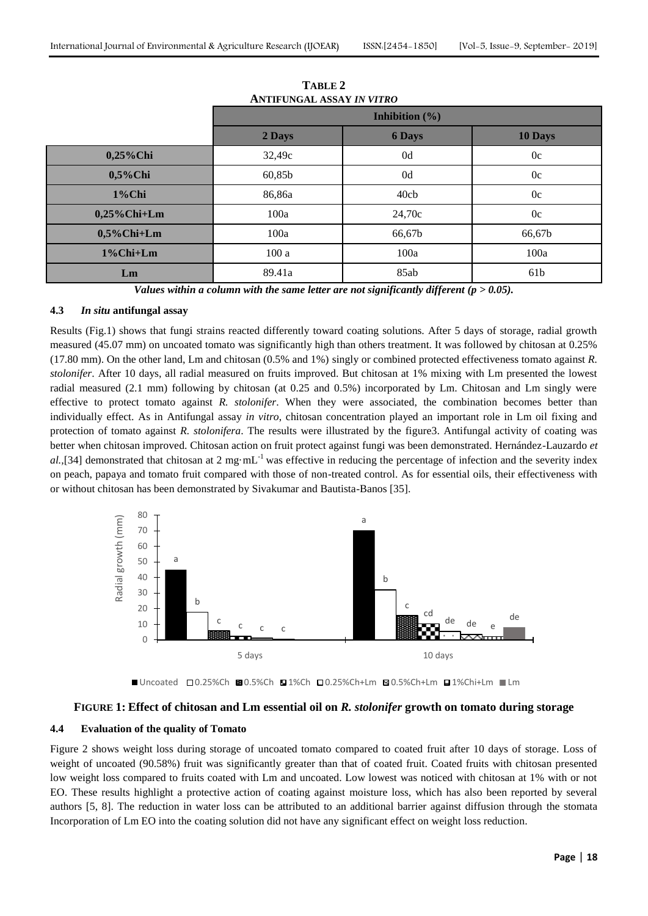**TABLE 2**
**ANTIFUNGAL ASSAY *IN VITRO***

| | Inhibition (%) | | |
|---|---|---|---|
| | 2 Days | 6 Days | 10 Days |
| 0,25%Chi | 32,49c | 0d | 0c |
| 0,5%Chi | 60,85b | 0d | 0c |
| 1%Chi | 86,86a | 40cb | 0c |
| 0,25%Chi+Lm | 100a | 24,70c | 0c |
| 0,5%Chi+Lm | 100a | 66,67b | 66,67b |
| 1%Chi+Lm | 100 a | 100a | 100a |
| Lm | 89.41a | 85ab | 61b |

***Values within a column with the same letter are not significantly different ($p > 0.05$).***

### 4.3 *In situ* antifungal assay

Results (Fig.1) shows that fungi strains reacted differently toward coating solutions. After 5 days of storage, radial growth measured (45.07 mm) on uncoated tomato was significantly high than others treatment. It was followed by chitosan at 0.25% (17.80 mm). On the other land, Lm and chitosan (0.5% and 1%) singly or combined protected effectiveness tomato against *R. stolonifer*. After 10 days, all radial measured on fruits improved. But chitosan at 1% mixing with Lm presented the lowest radial measured (2.1 mm) following by chitosan (at 0.25 and 0.5%) incorporated by Lm. Chitosan and Lm singly were effective to protect tomato against *R. stolonifer*. When they were associated, the combination becomes better than individually effect. As in Antifungal assay *in vitro*, chitosan concentration played an important role in Lm oil fixing and protection of tomato against *R. stolonifera*. The results were illustrated by the figure3. Antifungal activity of coating was better when chitosan improved. Chitosan action on fruit protect against fungi was been demonstrated. Hernández-Lauzardo *et al.*,[34] demonstrated that chitosan at 2 mg·mL$^{-1}$ was effective in reducing the percentage of infection and the severity index on peach, papaya and tomato fruit compared with those of non-treated control. As for essential oils, their effectiveness with or without chitosan has been demonstrated by Sivakumar and Bautista-Banos [35].

**FIGURE 1: Effect of chitosan and Lm essential oil on *R. stolonifer* growth on tomato during storage**

### 4.4 Evaluation of the quality of Tomato

Figure 2 shows weight loss during storage of uncoated tomato compared to coated fruit after 10 days of storage. Loss of weight of uncoated (90.58%) fruit was significantly greater than that of coated fruit. Coated fruits with chitosan presented low weight loss compared to fruits coated with Lm and uncoated. Low lowest was noticed with chitosan at 1% with or not EO. These results highlight a protective action of coating against moisture loss, which has also been reported by several authors [5, 8]. The reduction in water loss can be attributed to an additional barrier against diffusion through the stomata Incorporation of Lm EO into the coating solution did not have any significant effect on weight loss reduction.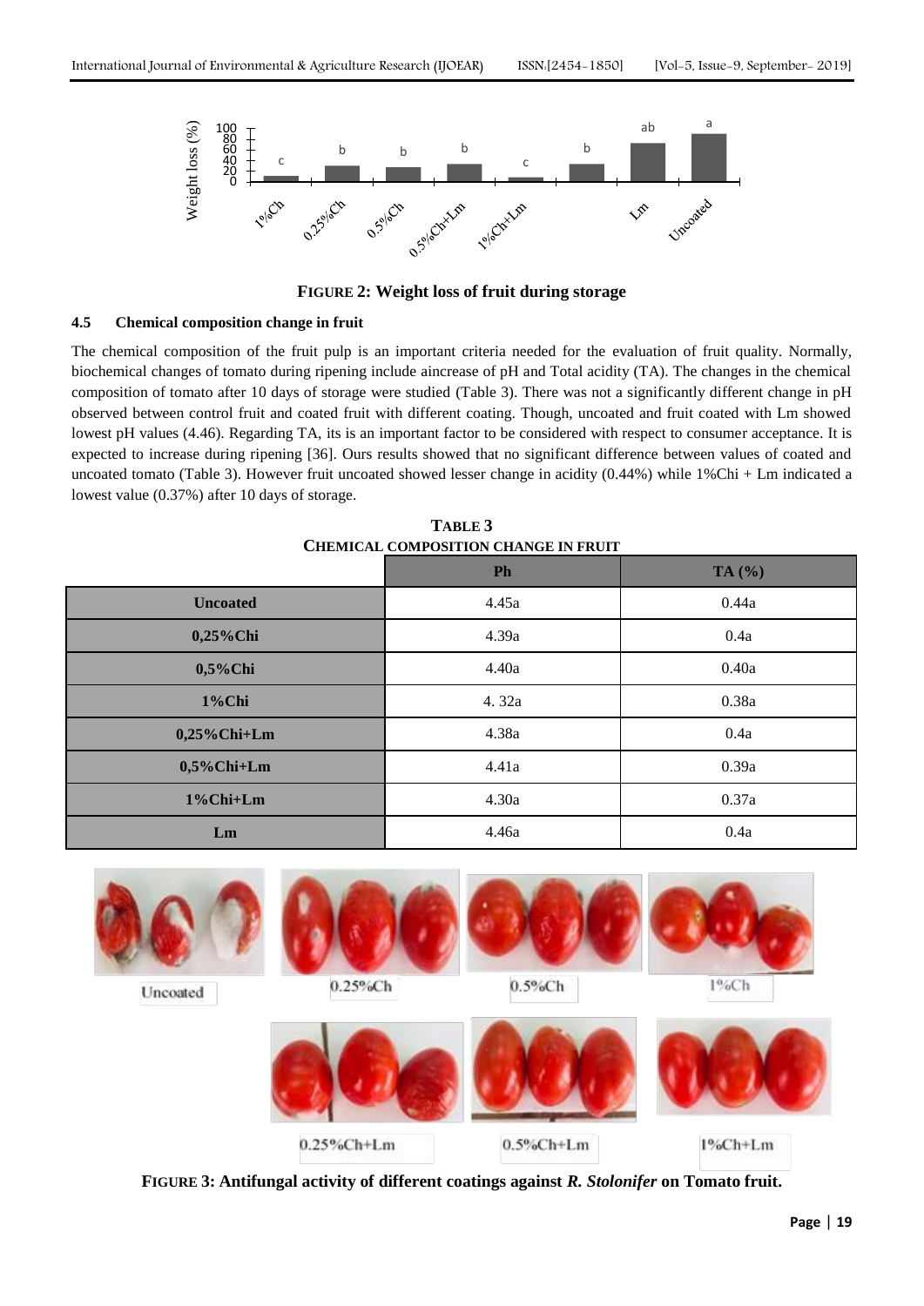**FIGURE 2: Weight loss of fruit during storage**

### 4.5 Chemical composition change in fruit

The chemical composition of the fruit pulp is an important criteria needed for the evaluation of fruit quality. Normally, biochemical changes of tomato during ripening include aincrease of pH and Total acidity (TA). The changes in the chemical composition of tomato after 10 days of storage were studied (Table 3). There was not a significantly different change in pH observed between control fruit and coated fruit with different coating. Though, uncoated and fruit coated with Lm showed lowest pH values (4.46). Regarding TA, its is an important factor to be considered with respect to consumer acceptance. It is expected to increase during ripening [36]. Ours results showed that no significant difference between values of coated and uncoated tomato (Table 3). However fruit uncoated showed lesser change in acidity (0.44%) while 1%Chi + Lm indicated a lowest value (0.37%) after 10 days of storage.

**TABLE 3**
**CHEMICAL COMPOSITION CHANGE IN FRUIT**

| | Ph | TA (%) |
|---|---|---|
| **Uncoated** | 4.45a | 0.44a |
| **0,25%Chi** | 4.39a | 0.4a |
| **0,5%Chi** | 4.40a | 0.40a |
| **1%Chi** | 4. 32a | 0.38a |
| **0,25%Chi+Lm** | 4.38a | 0.4a |
| **0,5%Chi+Lm** | 4.41a | 0.39a |
| **1%Chi+Lm** | 4.30a | 0.37a |
| **Lm** | 4.46a | 0.4a |

**FIGURE 3: Antifungal activity of different coatings against *R. Stolonifer* on Tomato fruit.**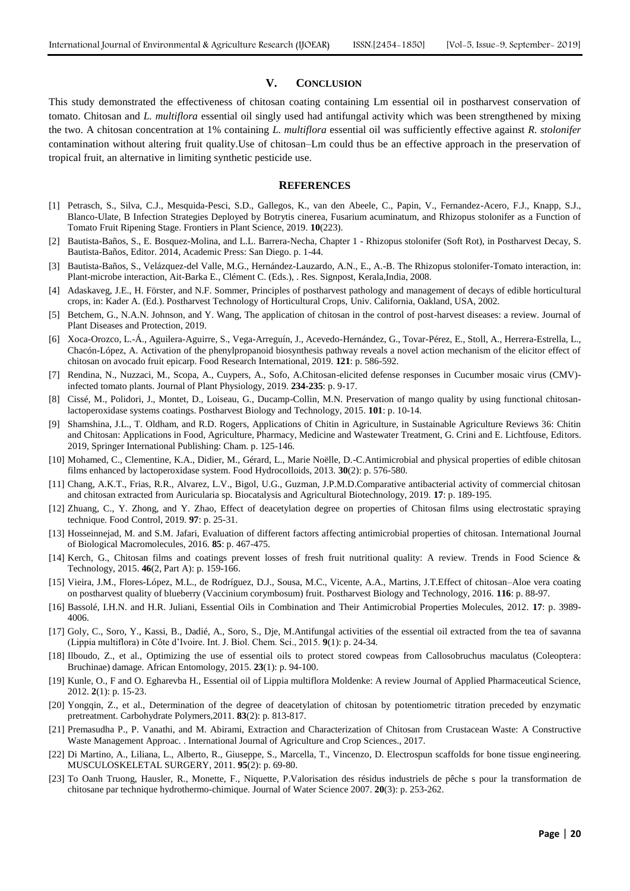## V. CONCLUSION

This study demonstrated the effectiveness of chitosan coating containing Lm essential oil in postharvest conservation of tomato. Chitosan and *L. multiflora* essential oil singly used had antifungal activity which was been strengthened by mixing the two. A chitosan concentration at 1% containing *L. multiflora* essential oil was sufficiently effective against *R. stolonifer* contamination without altering fruit quality.Use of chitosan–Lm could thus be an effective approach in the preservation of tropical fruit, an alternative in limiting synthetic pesticide use.

## REFERENCES

[1] Petrasch, S., Silva, C.J., Mesquida-Pesci, S.D., Gallegos, K., van den Abeele, C., Papin, V., Fernandez-Acero, F.J., Knapp, S.J., Blanco-Ulate, B Infection Strategies Deployed by Botrytis cinerea, Fusarium acuminatum, and Rhizopus stolonifer as a Function of Tomato Fruit Ripening Stage. Frontiers in Plant Science, 2019. **10**(223).

[2] Bautista-Baños, S., E. Bosquez-Molina, and L.L. Barrera-Necha, Chapter 1 - Rhizopus stolonifer (Soft Rot), in Postharvest Decay, S. Bautista-Baños, Editor. 2014, Academic Press: San Diego. p. 1-44.

[3] Bautista-Baños, S., Velázquez-del Valle, M.G., Hernández-Lauzardo, A.N., E., A.-B. The Rhizopus stolonifer-Tomato interaction, in: Plant-microbe interaction, Ait-Barka E., Clément C. (Eds.), . Res. Signpost, Kerala,India, 2008.

[4] Adaskaveg, J.E., H. Förster, and N.F. Sommer, Principles of postharvest pathology and management of decays of edible horticultural crops, in: Kader A. (Ed.). Postharvest Technology of Horticultural Crops, Univ. California, Oakland, USA, 2002.

[5] Betchem, G., N.A.N. Johnson, and Y. Wang, The application of chitosan in the control of post-harvest diseases: a review. Journal of Plant Diseases and Protection, 2019.

[6] Xoca-Orozco, L.-Á., Aguilera-Aguirre, S., Vega-Arreguín, J., Acevedo-Hernández, G., Tovar-Pérez, E., Stoll, A., Herrera-Estrella, L., Chacón-López, A. Activation of the phenylpropanoid biosynthesis pathway reveals a novel action mechanism of the elicitor effect of chitosan on avocado fruit epicarp. Food Research International, 2019. **121**: p. 586-592.

[7] Rendina, N., Nuzzaci, M., Scopa, A., Cuypers, A., Sofo, A.Chitosan-elicited defense responses in Cucumber mosaic virus (CMV)-infected tomato plants. Journal of Plant Physiology, 2019. **234-235**: p. 9-17.

[8] Cissé, M., Polidori, J., Montet, D., Loiseau, G., Ducamp-Collin, M.N. Preservation of mango quality by using functional chitosan-lactoperoxidase systems coatings. Postharvest Biology and Technology, 2015. **101**: p. 10-14.

[9] Shamshina, J.L., T. Oldham, and R.D. Rogers, Applications of Chitin in Agriculture, in Sustainable Agriculture Reviews 36: Chitin and Chitosan: Applications in Food, Agriculture, Pharmacy, Medicine and Wastewater Treatment, G. Crini and E. Lichtfouse, Editors. 2019, Springer International Publishing: Cham. p. 125-146.

[10] Mohamed, C., Clementine, K.A., Didier, M., Gérard, L., Marie Noëlle, D.-C.Antimicrobial and physical properties of edible chitosan films enhanced by lactoperoxidase system. Food Hydrocolloids, 2013. **30**(2): p. 576-580.

[11] Chang, A.K.T., Frias, R.R., Alvarez, L.V., Bigol, U.G., Guzman, J.P.M.D.Comparative antibacterial activity of commercial chitosan and chitosan extracted from Auricularia sp. Biocatalysis and Agricultural Biotechnology, 2019. **17**: p. 189-195.

[12] Zhuang, C., Y. Zhong, and Y. Zhao, Effect of deacetylation degree on properties of Chitosan films using electrostatic spraying technique. Food Control, 2019. **97**: p. 25-31.

[13] Hosseinnejad, M. and S.M. Jafari, Evaluation of different factors affecting antimicrobial properties of chitosan. International Journal of Biological Macromolecules, 2016. **85**: p. 467-475.

[14] Kerch, G., Chitosan films and coatings prevent losses of fresh fruit nutritional quality: A review. Trends in Food Science & Technology, 2015. **46**(2, Part A): p. 159-166.

[15] Vieira, J.M., Flores-López, M.L., de Rodríguez, D.J., Sousa, M.C., Vicente, A.A., Martins, J.T.Effect of chitosan–Aloe vera coating on postharvest quality of blueberry (Vaccinium corymbosum) fruit. Postharvest Biology and Technology, 2016. **116**: p. 88-97.

[16] Bassolé, I.H.N. and H.R. Juliani, Essential Oils in Combination and Their Antimicrobial Properties Molecules, 2012. **17**: p. 3989-4006.

[17] Goly, C., Soro, Y., Kassi, B., Dadié, A., Soro, S., Dje, M.Antifungal activities of the essential oil extracted from the tea of savanna (Lippia multiflora) in Côte d'Ivoire. Int. J. Biol. Chem. Sci., 2015. **9**(1): p. 24-34.

[18] Ilboudo, Z., et al., Optimizing the use of essential oils to protect stored cowpeas from Callosobruchus maculatus (Coleoptera: Bruchinae) damage. African Entomology, 2015. **23**(1): p. 94-100.

[19] Kunle, O., F and O. Egharevba H., Essential oil of Lippia multiflora Moldenke: A review Journal of Applied Pharmaceutical Science, 2012. **2**(1): p. 15-23.

[20] Yongqin, Z., et al., Determination of the degree of deacetylation of chitosan by potentiometric titration preceded by enzymatic pretreatment. Carbohydrate Polymers,2011. **83**(2): p. 813-817.

[21] Premasudha P., P. Vanathi, and M. Abirami, Extraction and Characterization of Chitosan from Crustacean Waste: A Constructive Waste Management Approac. . International Journal of Agriculture and Crop Sciences., 2017.

[22] Di Martino, A., Liliana, L., Alberto, R., Giuseppe, S., Marcella, T., Vincenzo, D. Electrospun scaffolds for bone tissue engineering. MUSCULOSKELETAL SURGERY, 2011. **95**(2): p. 69-80.

[23] To Oanh Truong, Hausler, R., Monette, F., Niquette, P.Valorisation des résidus industriels de pêche s pour la transformation de chitosane par technique hydrothermo-chimique. Journal of Water Science 2007. **20**(3): p. 253-262.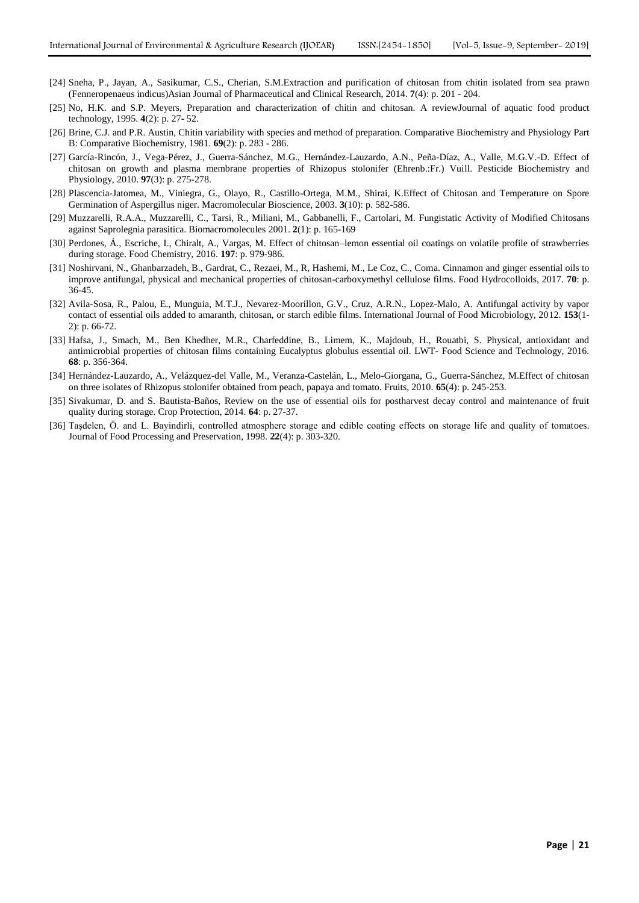[24] Sneha, P., Jayan, A., Sasikumar, C.S., Cherian, S.M.Extraction and purification of chitosan from chitin isolated from sea prawn (Fenneropenaeus indicus)Asian Journal of Pharmaceutical and Clinical Research, 2014. **7**(4): p. 201 - 204.

[25] No, H.K. and S.P. Meyers, Preparation and characterization of chitin and chitosan. A reviewJournal of aquatic food product technology, 1995. **4**(2): p. 27- 52.

[26] Brine, C.J. and P.R. Austin, Chitin variability with species and method of preparation. Comparative Biochemistry and Physiology Part B: Comparative Biochemistry, 1981. **69**(2): p. 283 - 286.

[27] García-Rincón, J., Vega-Pérez, J., Guerra-Sánchez, M.G., Hernández-Lauzardo, A.N., Peña-Díaz, A., Valle, M.G.V.-D. Effect of chitosan on growth and plasma membrane properties of Rhizopus stolonifer (Ehrenb.:Fr.) Vuill. Pesticide Biochemistry and Physiology, 2010. **97**(3): p. 275-278.

[28] Plascencia-Jatomea, M., Viniegra, G., Olayo, R., Castillo-Ortega, M.M., Shirai, K.Effect of Chitosan and Temperature on Spore Germination of Aspergillus niger. Macromolecular Bioscience, 2003. **3**(10): p. 582-586.

[29] Muzzarelli, R.A.A., Muzzarelli, C., Tarsi, R., Miliani, M., Gabbanelli, F., Cartolari, M. Fungistatic Activity of Modified Chitosans against Saprolegnia parasitica. Biomacromolecules 2001. **2**(1): p. 165-169

[30] Perdones, Á., Escriche, I., Chiralt, A., Vargas, M. Effect of chitosan–lemon essential oil coatings on volatile profile of strawberries during storage. Food Chemistry, 2016. **197**: p. 979-986.

[31] Noshirvani, N., Ghanbarzadeh, B., Gardrat, C., Rezaei, M., R, Hashemi, M., Le Coz, C., Coma. Cinnamon and ginger essential oils to improve antifungal, physical and mechanical properties of chitosan-carboxymethyl cellulose films. Food Hydrocolloids, 2017. **70**: p. 36-45.

[32] Avila-Sosa, R., Palou, E., Munguia, M.T.J., Nevarez-Moorillon, G.V., Cruz, A.R.N., Lopez-Malo, A. Antifungal activity by vapor contact of essential oils added to amaranth, chitosan, or starch edible films. International Journal of Food Microbiology, 2012. **153**(1-2): p. 66-72.

[33] Hafsa, J., Smach, M., Ben Khedher, M.R., Charfeddine, B., Limem, K., Majdoub, H., Rouatbi, S. Physical, antioxidant and antimicrobial properties of chitosan films containing Eucalyptus globulus essential oil. LWT- Food Science and Technology, 2016. **68**: p. 356-364.

[34] Hernández-Lauzardo, A., Velázquez-del Valle, M., Veranza-Castelán, L., Melo-Giorgana, G., Guerra-Sánchez, M.Effect of chitosan on three isolates of Rhizopus stolonifer obtained from peach, papaya and tomato. Fruits, 2010. **65**(4): p. 245-253.

[35] Sivakumar, D. and S. Bautista-Baños, Review on the use of essential oils for postharvest decay control and maintenance of fruit quality during storage. Crop Protection, 2014. **64**: p. 27-37.

[36] Taşdelen, Ö. and L. Bayindirli, controlled atmosphere storage and edible coating effects on storage life and quality of tomatoes. Journal of Food Processing and Preservation, 1998. **22**(4): p. 303-320.